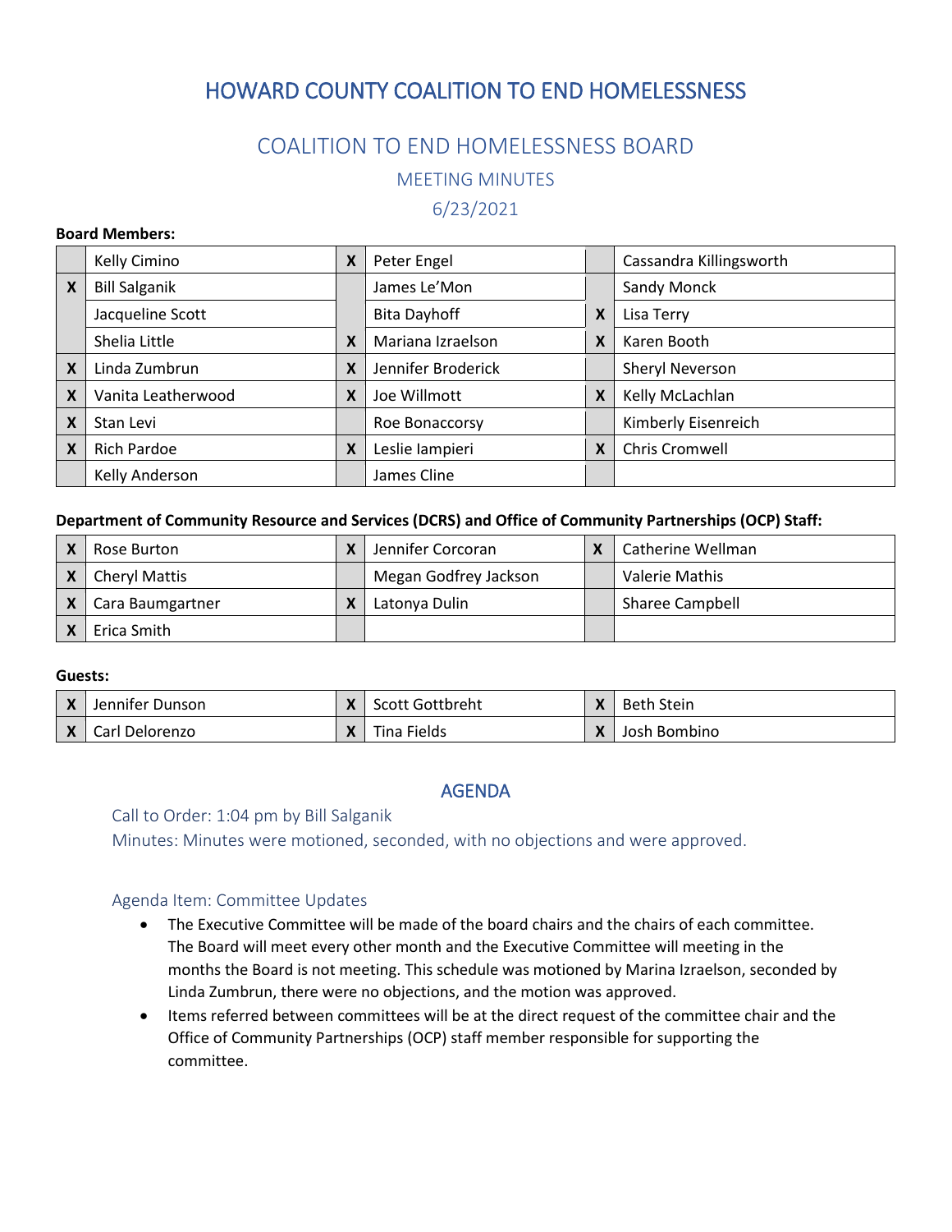// HOWARD COUNTY COALITION TO END HOMELESSNESS

## COALITION TO END HOMELESSNESS BOARD

### MEETING MINUTES

### 6/23/2021

**Board Members:**

| | | | | | |
|---|---|---|---|---|---|
| | Kelly Cimino | X | Peter Engel | | Cassandra Killingsworth |
| X | Bill Salganik | | James Le'Mon | | Sandy Monck |
| | Jacqueline Scott | | Bita Dayhoff | X | Lisa Terry |
| | Shelia Little | X | Mariana Izraelson | X | Karen Booth |
| X | Linda Zumbrun | X | Jennifer Broderick | | Sheryl Neverson |
| X | Vanita Leatherwood | X | Joe Willmott | X | Kelly McLachlan |
| X | Stan Levi | | Roe Bonaccorsy | | Kimberly Eisenreich |
| X | Rich Pardoe | X | Leslie Iampieri | X | Chris Cromwell |
| | Kelly Anderson | | James Cline | | |

**Department of Community Resource and Services (DCRS) and Office of Community Partnerships (OCP) Staff:**

| | | | | | |
|---|---|---|---|---|---|
| X | Rose Burton | X | Jennifer Corcoran | X | Catherine Wellman |
| X | Cheryl Mattis | | Megan Godfrey Jackson | | Valerie Mathis |
| X | Cara Baumgartner | X | Latonya Dulin | | Sharee Campbell |
| X | Erica Smith | | | | |

**Guests:**

| | | | | | |
|---|---|---|---|---|---|
| X | Jennifer Dunson | X | Scott Gottbreht | X | Beth Stein |
| X | Carl Delorenzo | X | Tina Fields | X | Josh Bombino |

## AGENDA

Call to Order: 1:04 pm by Bill Salganik

Minutes: Minutes were motioned, seconded, with no objections and were approved.

### Agenda Item: Committee Updates

- The Executive Committee will be made of the board chairs and the chairs of each committee. The Board will meet every other month and the Executive Committee will meeting in the months the Board is not meeting. This schedule was motioned by Marina Izraelson, seconded by Linda Zumbrun, there were no objections, and the motion was approved.
- Items referred between committees will be at the direct request of the committee chair and the Office of Community Partnerships (OCP) staff member responsible for supporting the committee.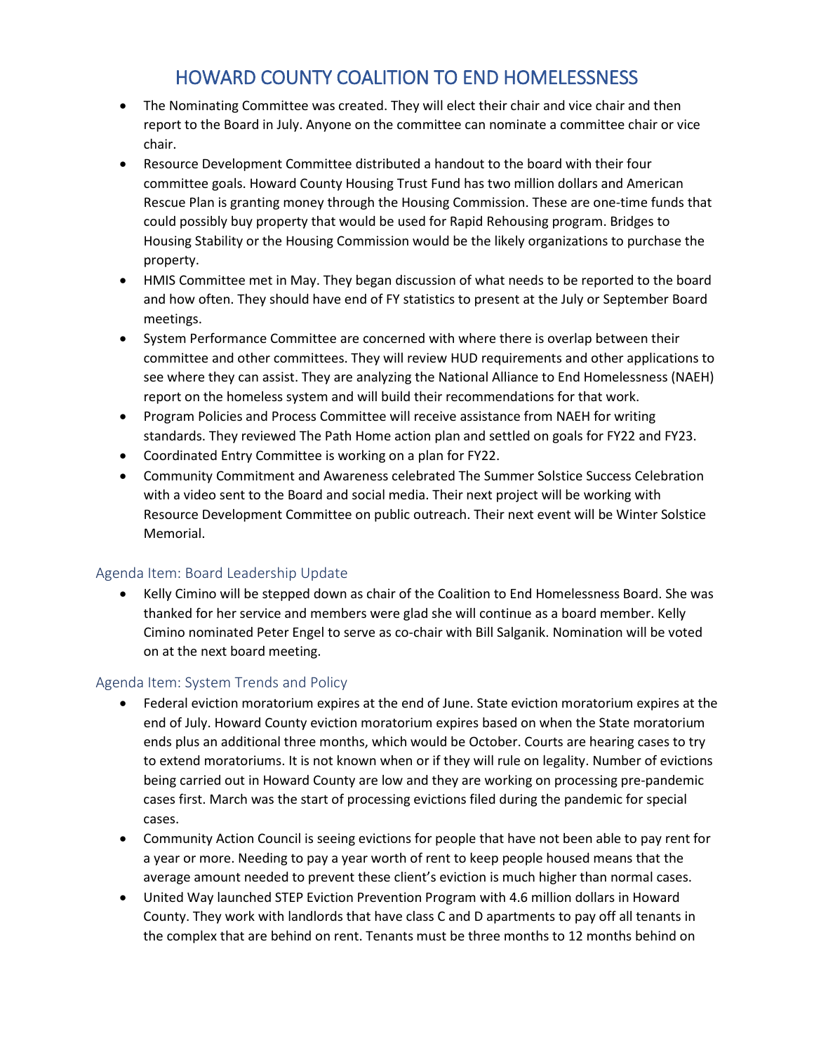- The Nominating Committee was created. They will elect their chair and vice chair and then report to the Board in July. Anyone on the committee can nominate a committee chair or vice chair.
- Resource Development Committee distributed a handout to the board with their four committee goals. Howard County Housing Trust Fund has two million dollars and American Rescue Plan is granting money through the Housing Commission. These are one-time funds that could possibly buy property that would be used for Rapid Rehousing program. Bridges to Housing Stability or the Housing Commission would be the likely organizations to purchase the property.
- HMIS Committee met in May. They began discussion of what needs to be reported to the board and how often. They should have end of FY statistics to present at the July or September Board meetings.
- System Performance Committee are concerned with where there is overlap between their committee and other committees. They will review HUD requirements and other applications to see where they can assist. They are analyzing the National Alliance to End Homelessness (NAEH) report on the homeless system and will build their recommendations for that work.
- Program Policies and Process Committee will receive assistance from NAEH for writing standards. They reviewed The Path Home action plan and settled on goals for FY22 and FY23.
- Coordinated Entry Committee is working on a plan for FY22.
- Community Commitment and Awareness celebrated The Summer Solstice Success Celebration with a video sent to the Board and social media. Their next project will be working with Resource Development Committee on public outreach. Their next event will be Winter Solstice Memorial.

## Agenda Item: Board Leadership Update

- Kelly Cimino will be stepped down as chair of the Coalition to End Homelessness Board. She was thanked for her service and members were glad she will continue as a board member. Kelly Cimino nominated Peter Engel to serve as co-chair with Bill Salganik. Nomination will be voted on at the next board meeting.

## Agenda Item: System Trends and Policy

- Federal eviction moratorium expires at the end of June. State eviction moratorium expires at the end of July. Howard County eviction moratorium expires based on when the State moratorium ends plus an additional three months, which would be October. Courts are hearing cases to try to extend moratoriums. It is not known when or if they will rule on legality. Number of evictions being carried out in Howard County are low and they are working on processing pre-pandemic cases first. March was the start of processing evictions filed during the pandemic for special cases.
- Community Action Council is seeing evictions for people that have not been able to pay rent for a year or more. Needing to pay a year worth of rent to keep people housed means that the average amount needed to prevent these client's eviction is much higher than normal cases.
- United Way launched STEP Eviction Prevention Program with 4.6 million dollars in Howard County. They work with landlords that have class C and D apartments to pay off all tenants in the complex that are behind on rent. Tenants must be three months to 12 months behind on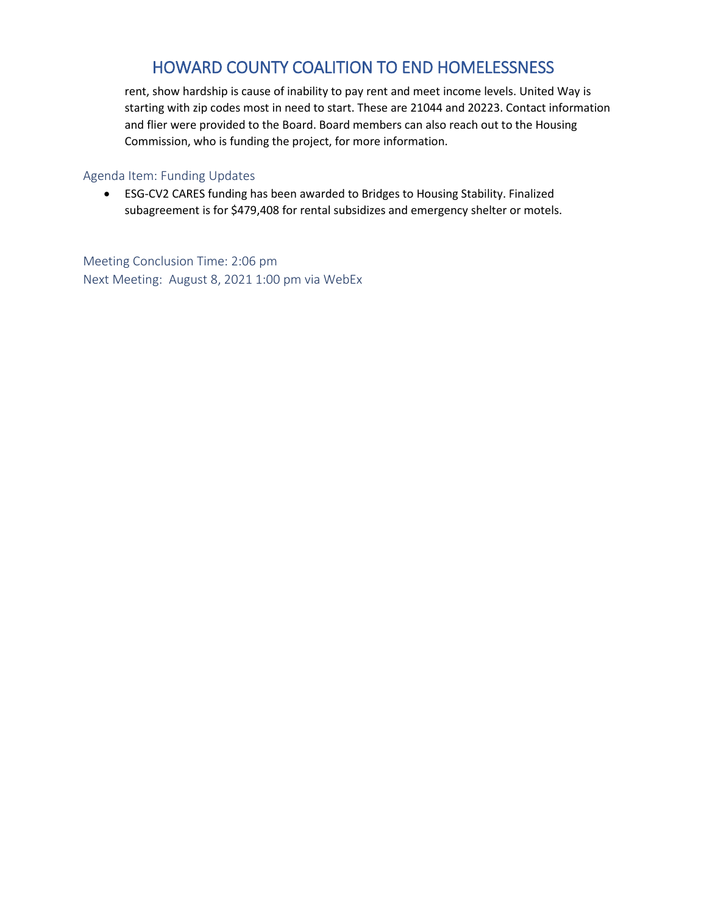rent, show hardship is cause of inability to pay rent and meet income levels. United Way is starting with zip codes most in need to start. These are 21044 and 20223. Contact information and flier were provided to the Board. Board members can also reach out to the Housing Commission, who is funding the project, for more information.

### Agenda Item: Funding Updates

- ESG-CV2 CARES funding has been awarded to Bridges to Housing Stability. Finalized subagreement is for $479,408 for rental subsidizes and emergency shelter or motels.

Meeting Conclusion Time: 2:06 pm

Next Meeting: August 8, 2021 1:00 pm via WebEx